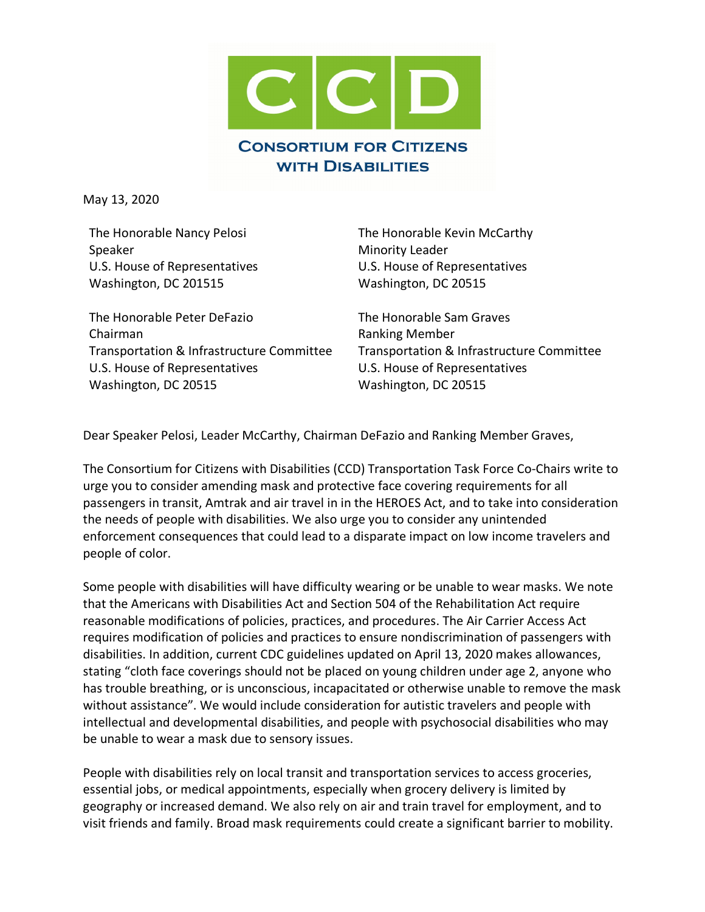# CCD

**Consortium for Citizens with Disabilities**

May 13, 2020

The Honorable Nancy Pelosi
Speaker
U.S. House of Representatives
Washington, DC 201515

The Honorable Kevin McCarthy
Minority Leader
U.S. House of Representatives
Washington, DC 20515

The Honorable Peter DeFazio
Chairman
Transportation & Infrastructure Committee
U.S. House of Representatives
Washington, DC 20515

The Honorable Sam Graves
Ranking Member
Transportation & Infrastructure Committee
U.S. House of Representatives
Washington, DC 20515

Dear Speaker Pelosi, Leader McCarthy, Chairman DeFazio and Ranking Member Graves,

The Consortium for Citizens with Disabilities (CCD) Transportation Task Force Co-Chairs write to urge you to consider amending mask and protective face covering requirements for all passengers in transit, Amtrak and air travel in in the HEROES Act, and to take into consideration the needs of people with disabilities. We also urge you to consider any unintended enforcement consequences that could lead to a disparate impact on low income travelers and people of color.

Some people with disabilities will have difficulty wearing or be unable to wear masks. We note that the Americans with Disabilities Act and Section 504 of the Rehabilitation Act require reasonable modifications of policies, practices, and procedures. The Air Carrier Access Act requires modification of policies and practices to ensure nondiscrimination of passengers with disabilities. In addition, current CDC guidelines updated on April 13, 2020 makes allowances, stating "cloth face coverings should not be placed on young children under age 2, anyone who has trouble breathing, or is unconscious, incapacitated or otherwise unable to remove the mask without assistance". We would include consideration for autistic travelers and people with intellectual and developmental disabilities, and people with psychosocial disabilities who may be unable to wear a mask due to sensory issues.

People with disabilities rely on local transit and transportation services to access groceries, essential jobs, or medical appointments, especially when grocery delivery is limited by geography or increased demand. We also rely on air and train travel for employment, and to visit friends and family. Broad mask requirements could create a significant barrier to mobility.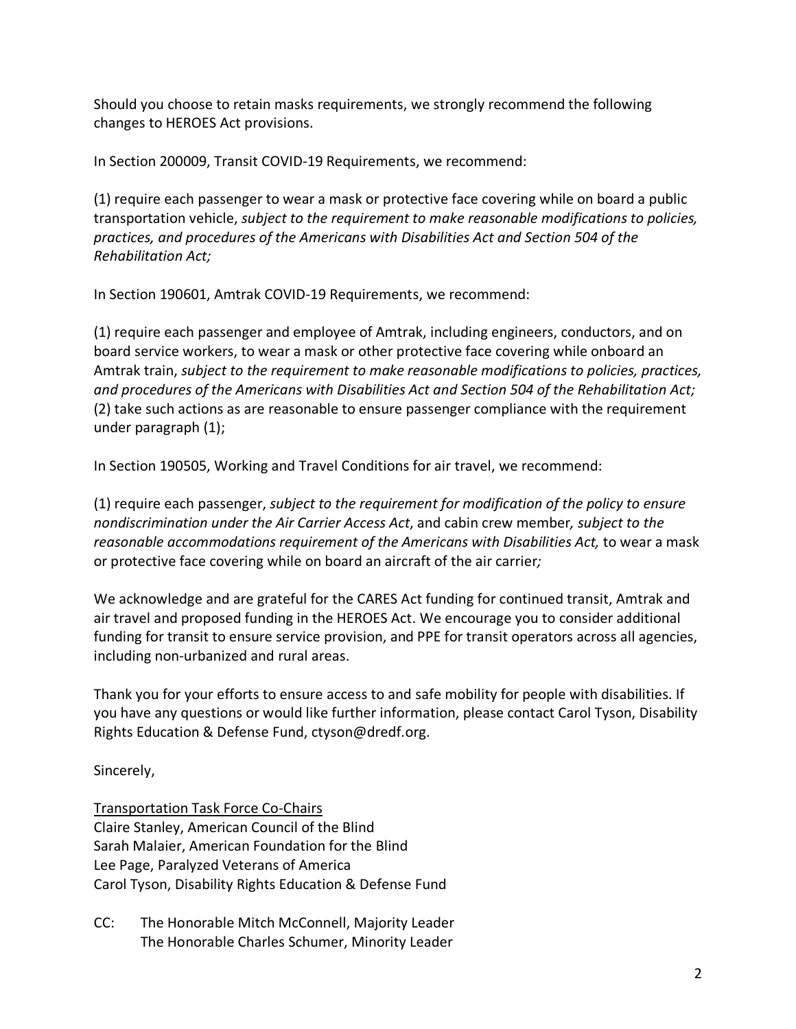Should you choose to retain masks requirements, we strongly recommend the following changes to HEROES Act provisions.

In Section 200009, Transit COVID-19 Requirements, we recommend:

(1) require each passenger to wear a mask or protective face covering while on board a public transportation vehicle, *subject to the requirement to make reasonable modifications to policies, practices, and procedures of the Americans with Disabilities Act and Section 504 of the Rehabilitation Act;*

In Section 190601, Amtrak COVID-19 Requirements, we recommend:

(1) require each passenger and employee of Amtrak, including engineers, conductors, and on board service workers, to wear a mask or other protective face covering while onboard an Amtrak train, *subject to the requirement to make reasonable modifications to policies, practices, and procedures of the Americans with Disabilities Act and Section 504 of the Rehabilitation Act;*
(2) take such actions as are reasonable to ensure passenger compliance with the requirement under paragraph (1);

In Section 190505, Working and Travel Conditions for air travel, we recommend:

(1) require each passenger, *subject to the requirement for modification of the policy to ensure nondiscrimination under the Air Carrier Access Act*, and cabin crew member*, subject to the reasonable accommodations requirement of the Americans with Disabilities Act,* to wear a mask or protective face covering while on board an aircraft of the air carrier*;*

We acknowledge and are grateful for the CARES Act funding for continued transit, Amtrak and air travel and proposed funding in the HEROES Act. We encourage you to consider additional funding for transit to ensure service provision, and PPE for transit operators across all agencies, including non-urbanized and rural areas.

Thank you for your efforts to ensure access to and safe mobility for people with disabilities. If you have any questions or would like further information, please contact Carol Tyson, Disability Rights Education & Defense Fund, ctyson@dredf.org.

Sincerely,

<u>Transportation Task Force Co-Chairs</u>
Claire Stanley, American Council of the Blind
Sarah Malaier, American Foundation for the Blind
Lee Page, Paralyzed Veterans of America
Carol Tyson, Disability Rights Education & Defense Fund

CC: The Honorable Mitch McConnell, Majority Leader
The Honorable Charles Schumer, Minority Leader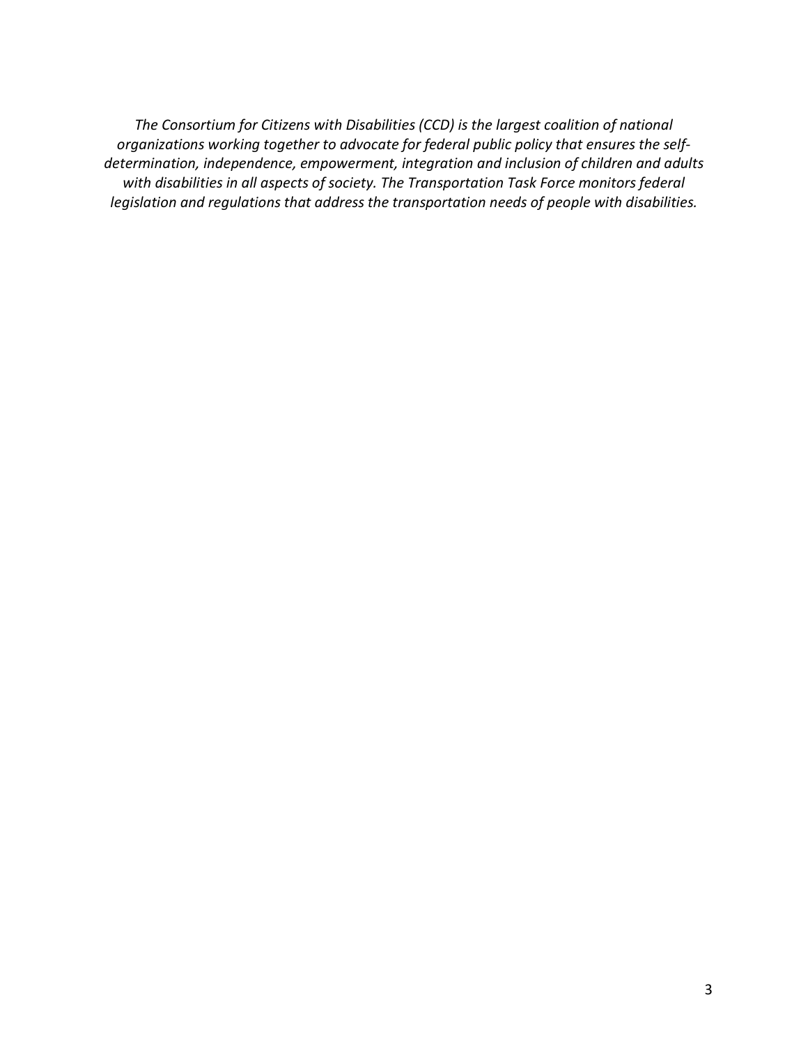*The Consortium for Citizens with Disabilities (CCD) is the largest coalition of national organizations working together to advocate for federal public policy that ensures the self-determination, independence, empowerment, integration and inclusion of children and adults with disabilities in all aspects of society. The Transportation Task Force monitors federal legislation and regulations that address the transportation needs of people with disabilities.*